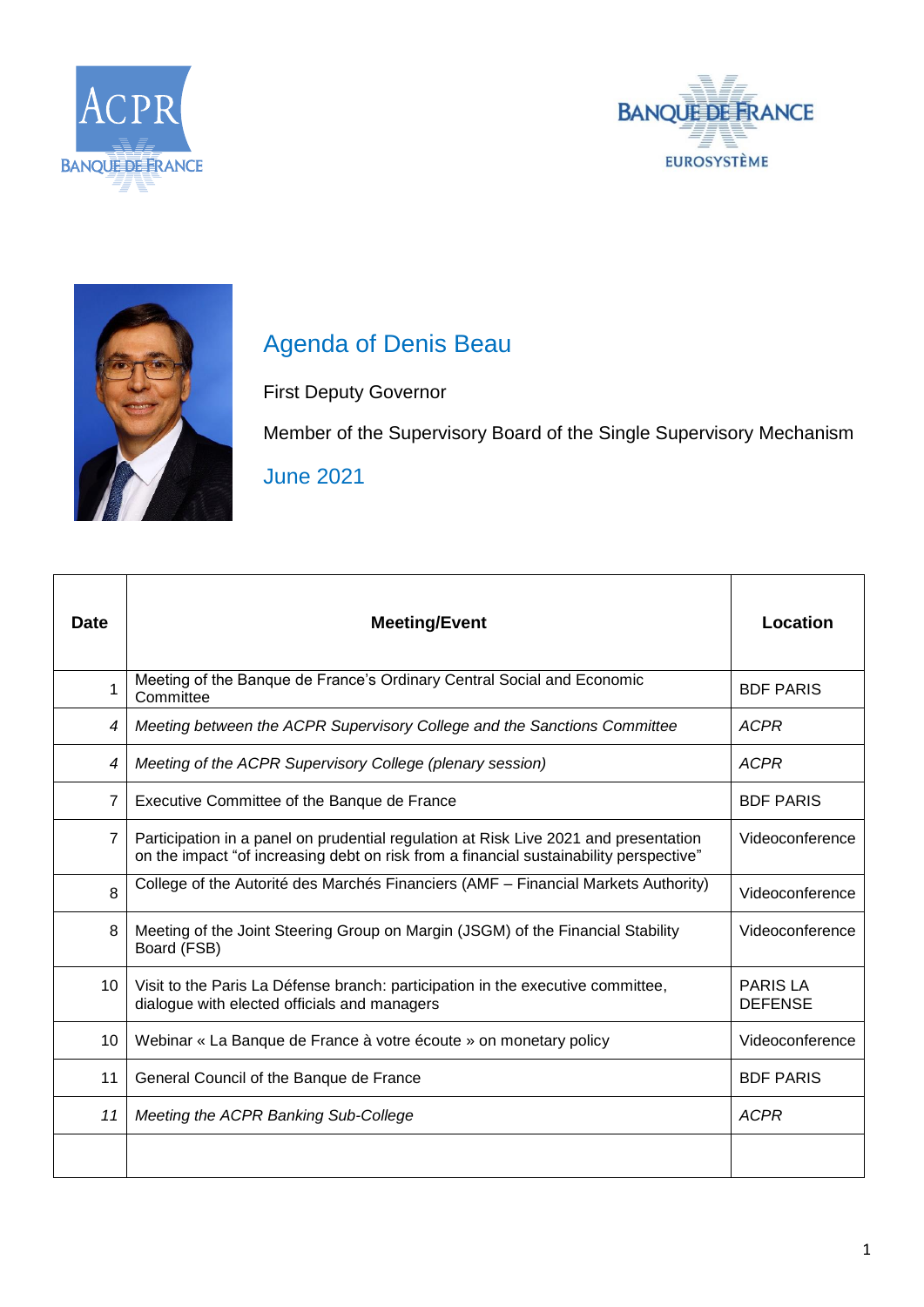# Agenda of Denis Beau

First Deputy Governor

Member of the Supervisory Board of the Single Supervisory Mechanism

## June 2021

| Date | Meeting/Event | Location |
|---|---|---|
| 1 | Meeting of the Banque de France's Ordinary Central Social and Economic Committee | BDF PARIS |
| *4* | *Meeting between the ACPR Supervisory College and the Sanctions Committee* | *ACPR* |
| *4* | *Meeting of the ACPR Supervisory College (plenary session)* | *ACPR* |
| 7 | Executive Committee of the Banque de France | BDF PARIS |
| 7 | Participation in a panel on prudential regulation at Risk Live 2021 and presentation on the impact "of increasing debt on risk from a financial sustainability perspective" | Videoconference |
| 8 | College of the Autorité des Marchés Financiers (AMF – Financial Markets Authority) | Videoconference |
| 8 | Meeting of the Joint Steering Group on Margin (JSGM) of the Financial Stability Board (FSB) | Videoconference |
| 10 | Visit to the Paris La Défense branch: participation in the executive committee, dialogue with elected officials and managers | PARIS LA DEFENSE |
| 10 | Webinar « La Banque de France à votre écoute » on monetary policy | Videoconference |
| 11 | General Council of the Banque de France | BDF PARIS |
| *11* | *Meeting the ACPR Banking Sub-College* | *ACPR* |
| | | |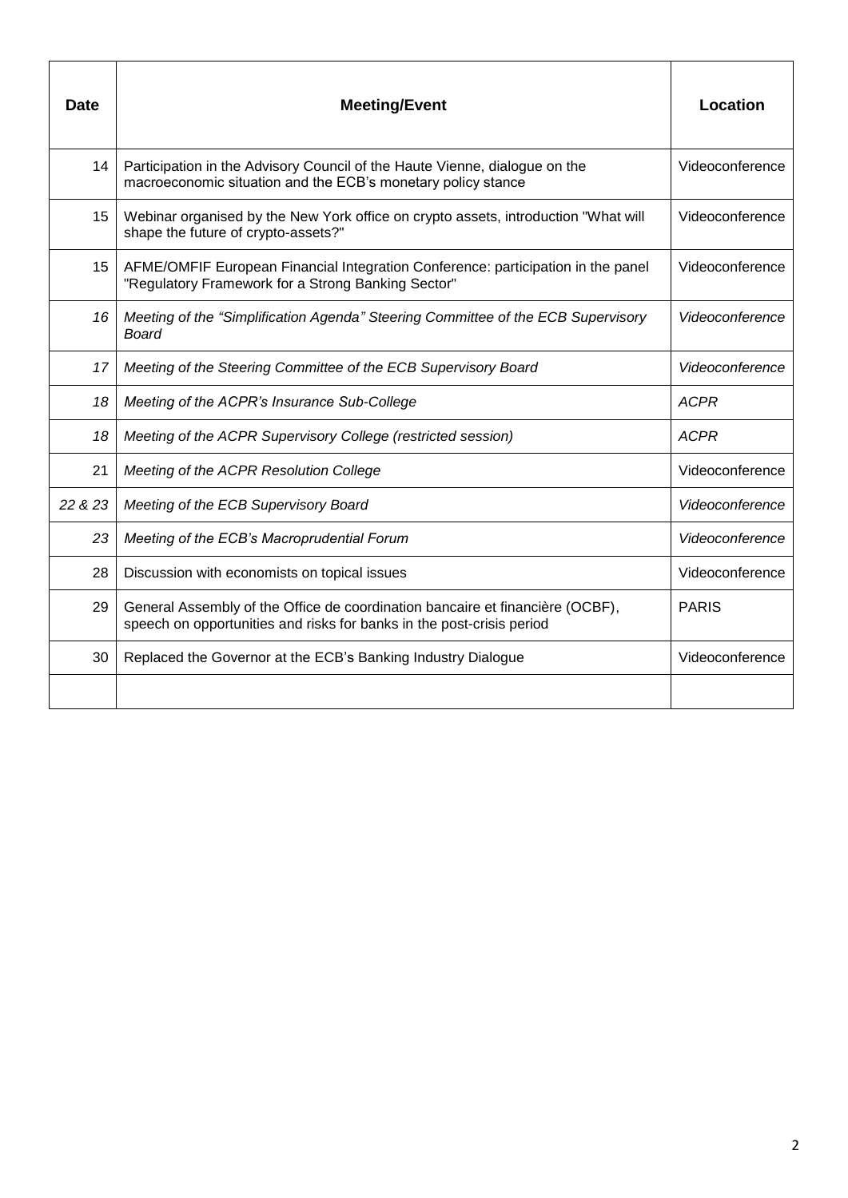| Date | Meeting/Event | Location |
|---|---|---|
| 14 | Participation in the Advisory Council of the Haute Vienne, dialogue on the macroeconomic situation and the ECB's monetary policy stance | Videoconference |
| 15 | Webinar organised by the New York office on crypto assets, introduction "What will shape the future of crypto-assets?" | Videoconference |
| 15 | AFME/OMFIF European Financial Integration Conference: participation in the panel "Regulatory Framework for a Strong Banking Sector" | Videoconference |
| *16* | *Meeting of the "Simplification Agenda" Steering Committee of the ECB Supervisory Board* | *Videoconference* |
| *17* | *Meeting of the Steering Committee of the ECB Supervisory Board* | *Videoconference* |
| *18* | *Meeting of the ACPR's Insurance Sub-College* | *ACPR* |
| *18* | *Meeting of the ACPR Supervisory College (restricted session)* | *ACPR* |
| 21 | *Meeting of the ACPR Resolution College* | Videoconference |
| *22 & 23* | *Meeting of the ECB Supervisory Board* | *Videoconference* |
| *23* | *Meeting of the ECB's Macroprudential Forum* | *Videoconference* |
| 28 | Discussion with economists on topical issues | Videoconference |
| 29 | General Assembly of the Office de coordination bancaire et financière (OCBF), speech on opportunities and risks for banks in the post-crisis period | PARIS |
| 30 | Replaced the Governor at the ECB's Banking Industry Dialogue | Videoconference |
| | | |